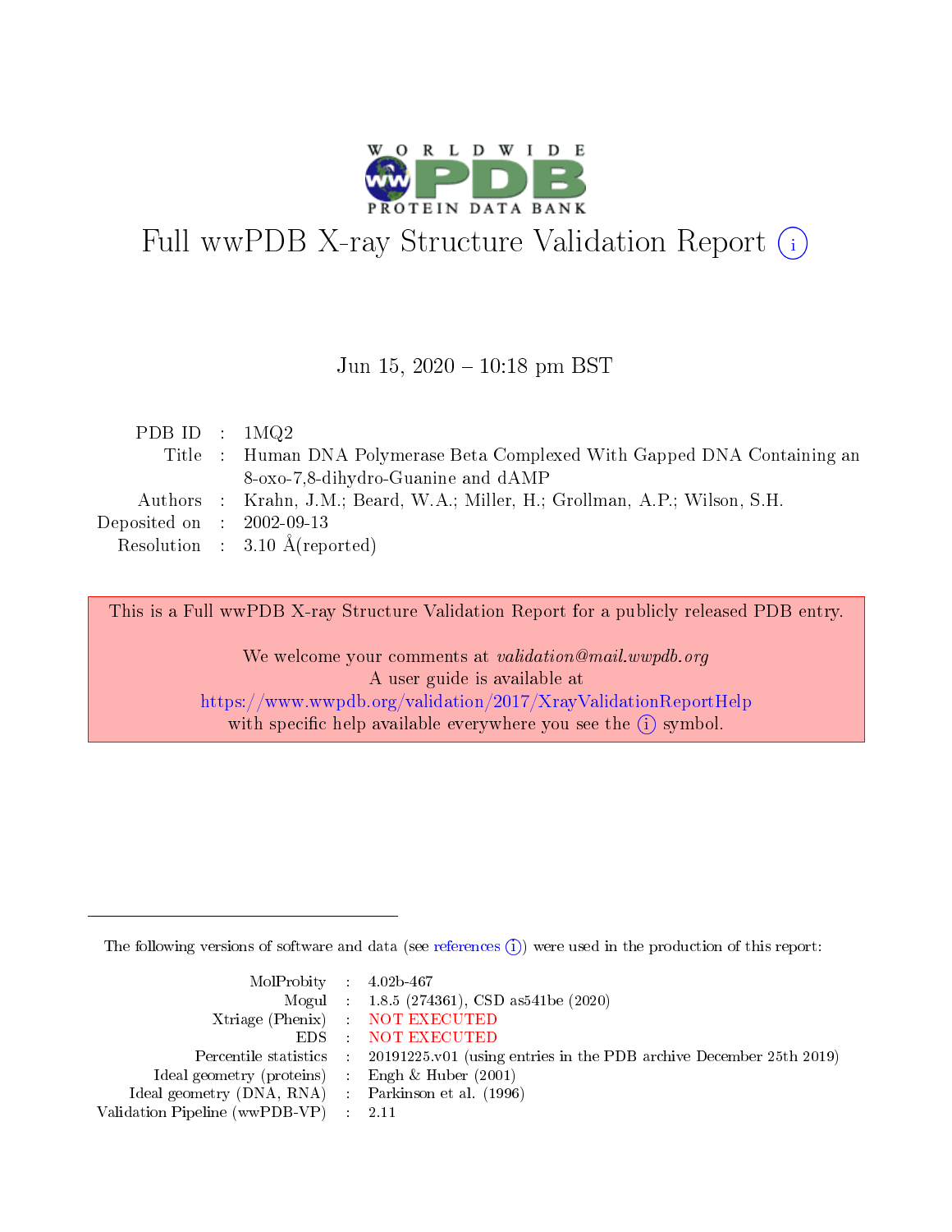# Full wwPDB X-ray Structure Validation Report (i)

Jun 15, 2020 – 10:18 pm BST

| | | |
|---|---|---|
| PDB ID | : | 1MQ2 |
| Title | : | Human DNA Polymerase Beta Complexed With Gapped DNA Containing an 8-oxo-7,8-dihydro-Guanine and dAMP |
| Authors | : | Krahn, J.M.; Beard, W.A.; Miller, H.; Grollman, A.P.; Wilson, S.H. |
| Deposited on | : | 2002-09-13 |
| Resolution | : | 3.10 Å(reported) |

This is a Full wwPDB X-ray Structure Validation Report for a publicly released PDB entry.

We welcome your comments at *validation@mail.wwpdb.org*
A user guide is available at
https://www.wwpdb.org/validation/2017/XrayValidationReportHelp
with specific help available everywhere you see the (i) symbol.

---

The following versions of software and data (see references (i)) were used in the production of this report:

| | | |
|---|---|---|
| MolProbity | : | 4.02b-467 |
| Mogul | : | 1.8.5 (274361), CSD as541be (2020) |
| Xtriage (Phenix) | : | NOT EXECUTED |
| EDS | : | NOT EXECUTED |
| Percentile statistics | : | 20191225.v01 (using entries in the PDB archive December 25th 2019) |
| Ideal geometry (proteins) | : | Engh & Huber (2001) |
| Ideal geometry (DNA, RNA) | : | Parkinson et al. (1996) |
| Validation Pipeline (wwPDB-VP) | : | 2.11 |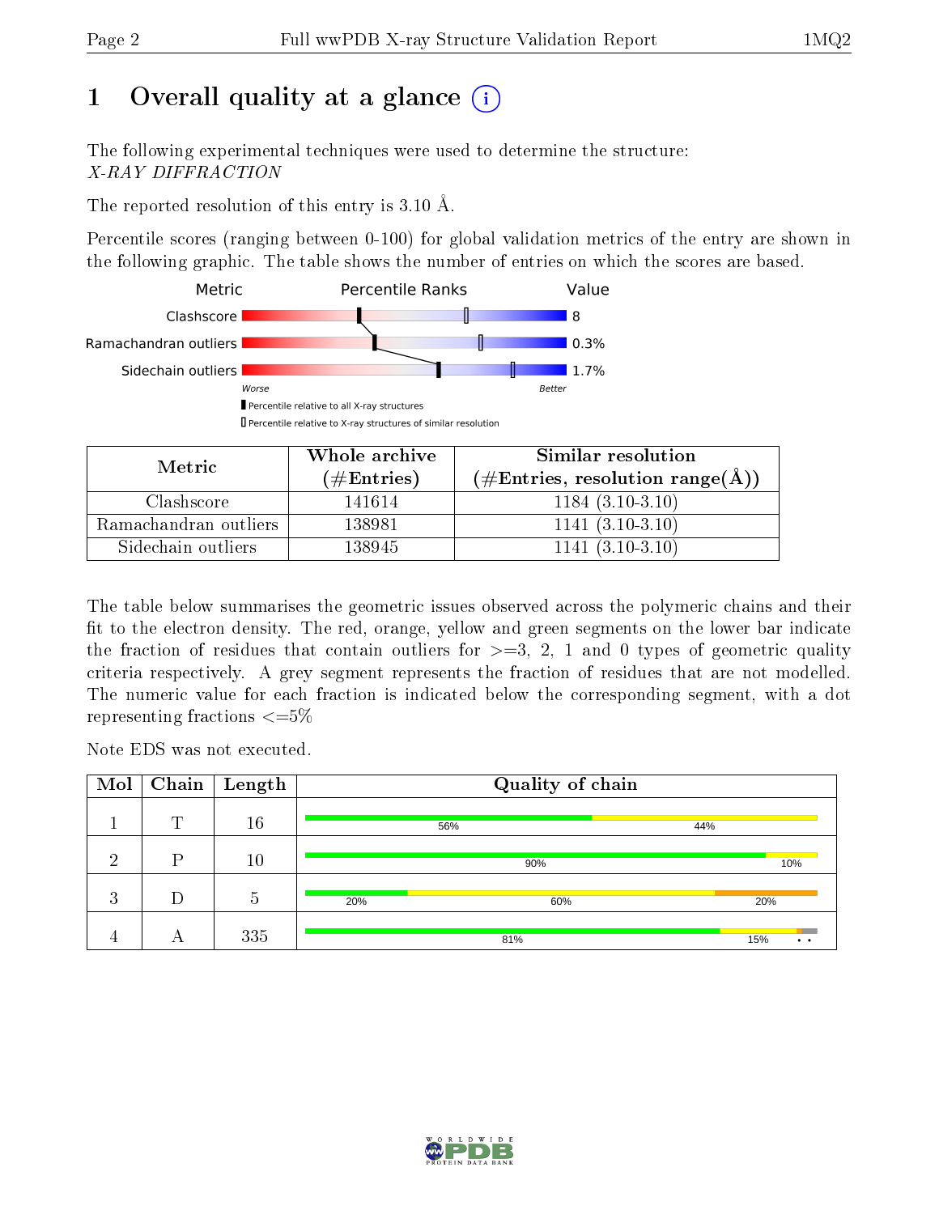# 1 Overall quality at a glance (i)

The following experimental techniques were used to determine the structure:
*X-RAY DIFFRACTION*

The reported resolution of this entry is 3.10 Å.

Percentile scores (ranging between 0-100) for global validation metrics of the entry are shown in the following graphic. The table shows the number of entries on which the scores are based.

| Metric | Value |
|---|---|
| Clashscore | 8 |
| Ramachandran outliers | 0.3% |
| Sidechain outliers | 1.7% |

| Metric | Whole archive (#Entries) | Similar resolution (#Entries, resolution range(Å)) |
|---|---|---|
| Clashscore | 141614 | 1184 (3.10-3.10) |
| Ramachandran outliers | 138981 | 1141 (3.10-3.10) |
| Sidechain outliers | 138945 | 1141 (3.10-3.10) |

The table below summarises the geometric issues observed across the polymeric chains and their fit to the electron density. The red, orange, yellow and green segments on the lower bar indicate the fraction of residues that contain outliers for >=3, 2, 1 and 0 types of geometric quality criteria respectively. A grey segment represents the fraction of residues that are not modelled. The numeric value for each fraction is indicated below the corresponding segment, with a dot representing fractions <=5%

Note EDS was not executed.

| Mol | Chain | Length | Quality of chain |
|---|---|---|---|
| 1 | T | 16 | 56% / 44% |
| 2 | P | 10 | 90% / 10% |
| 3 | D | 5 | 20% / 60% / 20% |
| 4 | A | 335 | 81% / 15% / • • |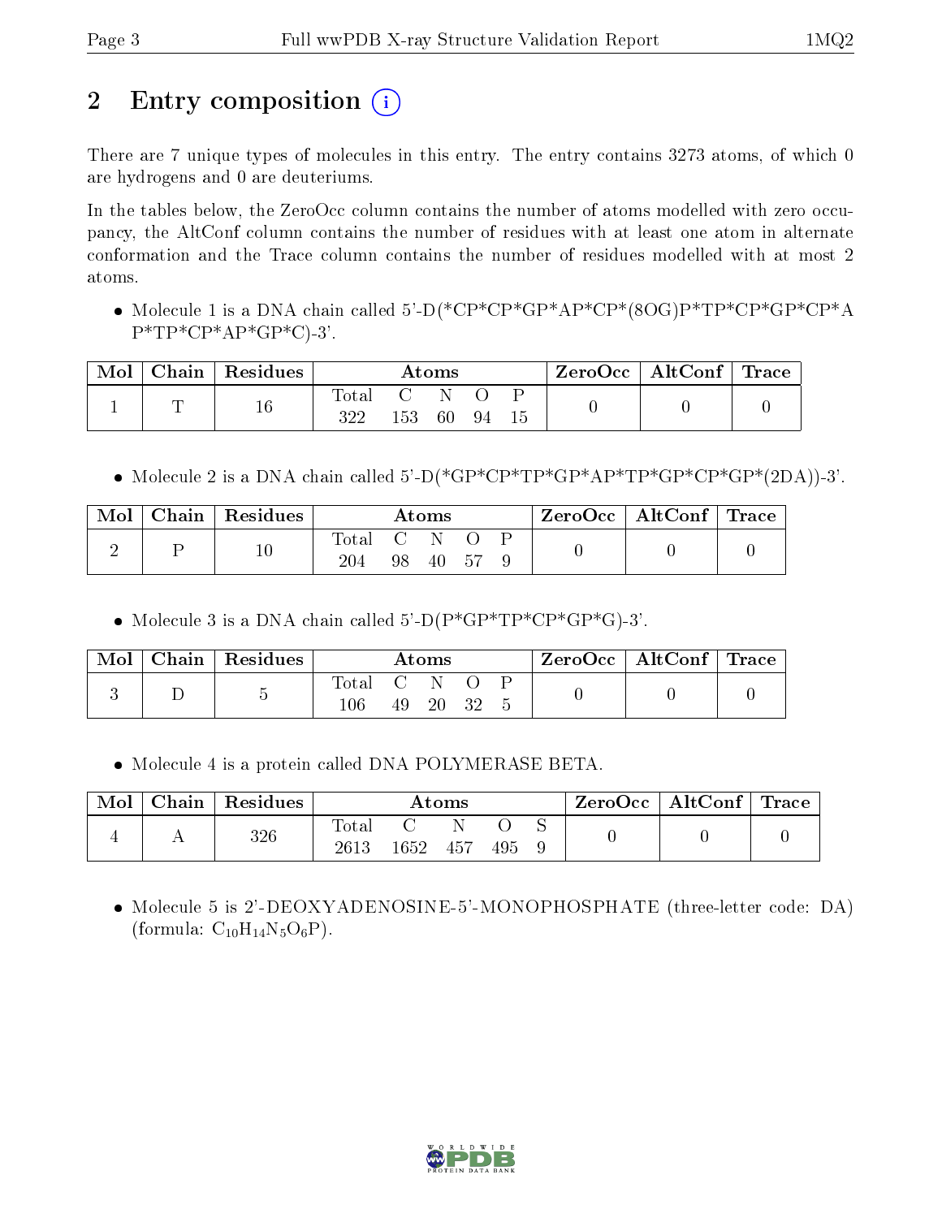## 2 Entry composition

There are 7 unique types of molecules in this entry. The entry contains 3273 atoms, of which 0 are hydrogens and 0 are deuteriums.

In the tables below, the ZeroOcc column contains the number of atoms modelled with zero occupancy, the AltConf column contains the number of residues with at least one atom in alternate conformation and the Trace column contains the number of residues modelled with at most 2 atoms.

- Molecule 1 is a DNA chain called 5'-D(*CP*CP*GP*AP*CP*(8OG)P*TP*CP*GP*CP*AP*TP*CP*AP*GP*C)-3'.

| Mol | Chain | Residues | Atoms | | | | | ZeroOcc | AltConf | Trace |
|---|---|---|---|---|---|---|---|---|---|---|
| 1 | T | 16 | Total | C | N | O | P | 0 | 0 | 0 |
| | | | 322 | 153 | 60 | 94 | 15 | | | |

- Molecule 2 is a DNA chain called 5'-D(*GP*CP*TP*GP*AP*TP*GP*CP*GP*(2DA))-3'.

| Mol | Chain | Residues | Atoms | | | | | ZeroOcc | AltConf | Trace |
|---|---|---|---|---|---|---|---|---|---|---|
| 2 | P | 10 | Total | C | N | O | P | 0 | 0 | 0 |
| | | | 204 | 98 | 40 | 57 | 9 | | | |

- Molecule 3 is a DNA chain called 5'-D(P*GP*TP*CP*GP*G)-3'.

| Mol | Chain | Residues | Atoms | | | | | ZeroOcc | AltConf | Trace |
|---|---|---|---|---|---|---|---|---|---|---|
| 3 | D | 5 | Total | C | N | O | P | 0 | 0 | 0 |
| | | | 106 | 49 | 20 | 32 | 5 | | | |

- Molecule 4 is a protein called DNA POLYMERASE BETA.

| Mol | Chain | Residues | Atoms | | | | | ZeroOcc | AltConf | Trace |
|---|---|---|---|---|---|---|---|---|---|---|
| 4 | A | 326 | Total | C | N | O | S | 0 | 0 | 0 |
| | | | 2613 | 1652 | 457 | 495 | 9 | | | |

- Molecule 5 is 2'-DEOXYADENOSINE-5'-MONOPHOSPHATE (three-letter code: DA) (formula: $C_{10}H_{14}N_5O_6P$).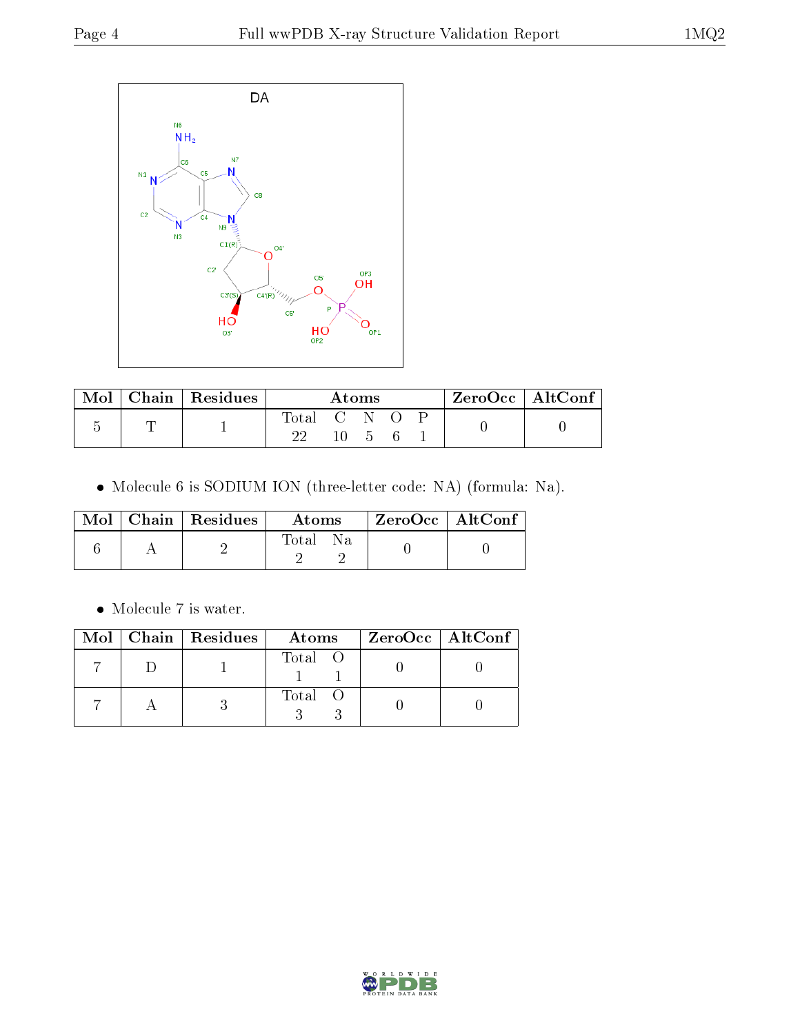| Mol | Chain | Residues | Atoms | | | | | ZeroOcc | AltConf |
|---|---|---|---|---|---|---|---|---|---|
| | | | Total | C | N | O | P | | |
| 5 | T | 1 | 22 | 10 | 5 | 6 | 1 | 0 | 0 |

- Molecule 6 is SODIUM ION (three-letter code: NA) (formula: Na).

| Mol | Chain | Residues | Atoms | | ZeroOcc | AltConf |
|---|---|---|---|---|---|---|
| | | | Total | Na | | |
| 6 | A | 2 | 2 | 2 | 0 | 0 |

- Molecule 7 is water.

| Mol | Chain | Residues | Atoms | | ZeroOcc | AltConf |
|---|---|---|---|---|---|---|
| | | | Total | O | | |
| 7 | D | 1 | 1 | 1 | 0 | 0 |
| 7 | A | 3 | 3 | 3 | 0 | 0 |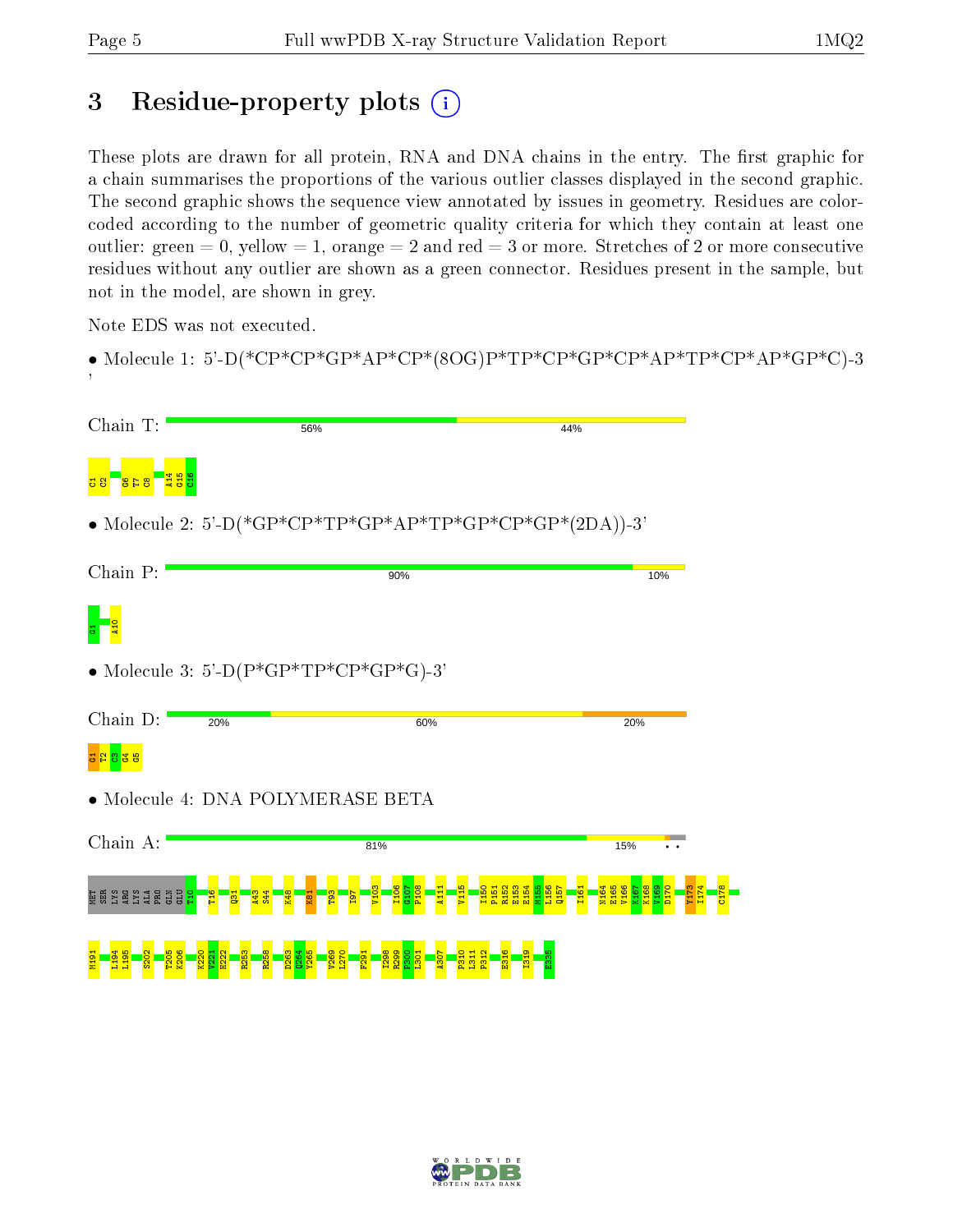# 3 Residue-property plots

These plots are drawn for all protein, RNA and DNA chains in the entry. The first graphic for a chain summarises the proportions of the various outlier classes displayed in the second graphic. The second graphic shows the sequence view annotated by issues in geometry. Residues are color-coded according to the number of geometric quality criteria for which they contain at least one outlier: green = 0, yellow = 1, orange = 2 and red = 3 or more. Stretches of 2 or more consecutive residues without any outlier are shown as a green connector. Residues present in the sample, but not in the model, are shown in grey.

Note EDS was not executed.

- Molecule 1: 5'-D(*CP*CP*GP*AP*CP*(8OG)P*TP*CP*GP*CP*AP*TP*CP*AP*GP*C)-3'

Chain T: 56% 44%

C1 C2 G6 T7 C8 A14 G15 C16

- Molecule 2: 5'-D(*GP*CP*TP*GP*AP*TP*GP*CP*GP*(2DA))-3'

Chain P: 90% 10%

G1 A10

- Molecule 3: 5'-D(P*GP*TP*CP*GP*G)-3'

Chain D: 20% 60% 20%

G1 T2 C3 G4 G5

- Molecule 4: DNA POLYMERASE BETA

Chain A: 81% 15%

MET SER LYS ARG LYS ALA PRO GLN GLU T10 T16 Q31 A43 S44 K48 K81 T93 I97 V103 I106 G107 P108 A111 V115 I150 P151 R152 E153 E154 M155 L156 Q157 I161 N164 E165 V166 K167 K168 V169 D170 Y173 I174 C178 M191 L194 L195 S202 T205 K206 K220 V221 H222 R253 R258 D263 G264 Y265 V269 L270 F291 I298 R299 P300 L301 A307 P310 L311 F312 E316 I319 E335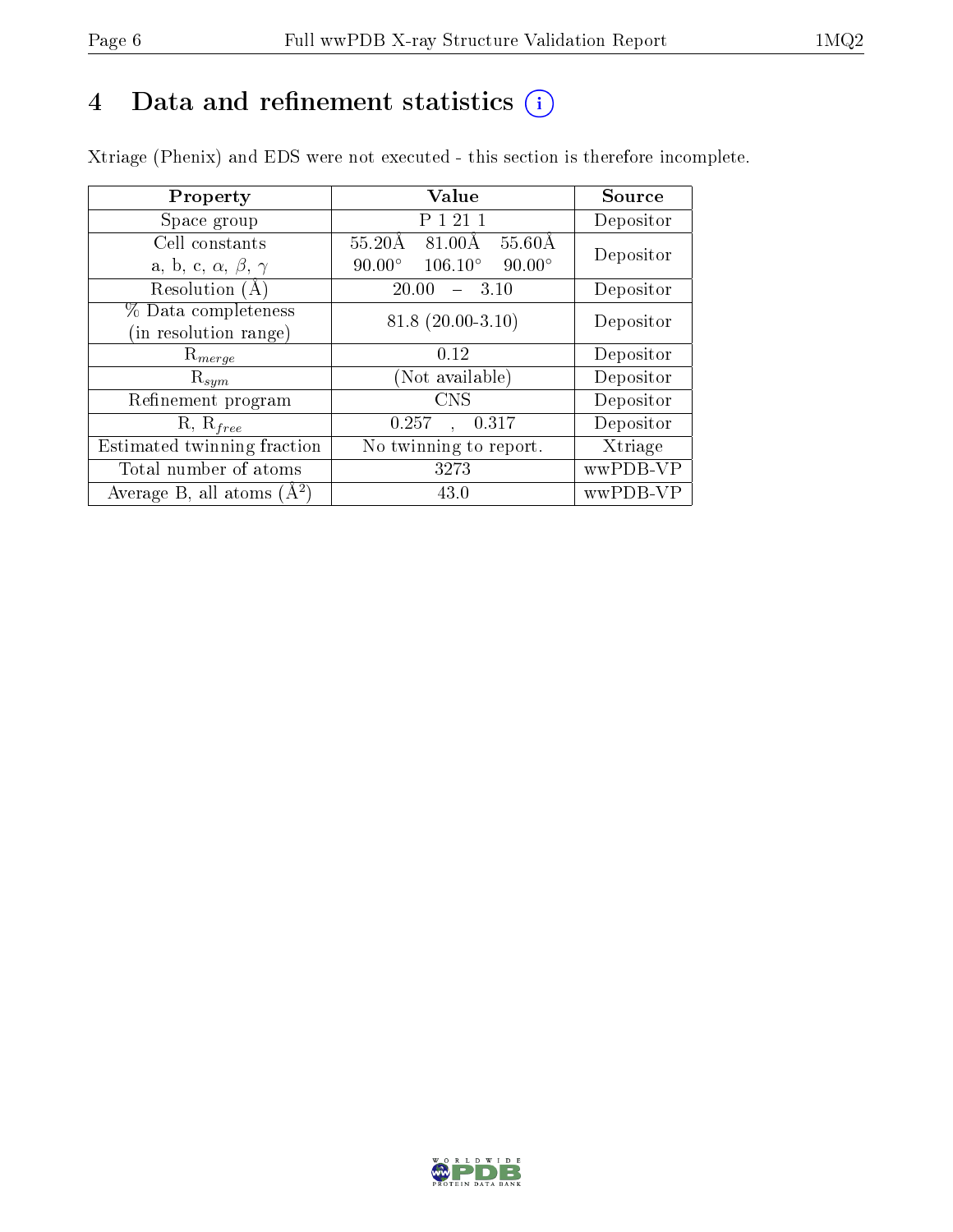# 4 Data and refinement statistics

Xtriage (Phenix) and EDS were not executed - this section is therefore incomplete.

| Property | Value | Source |
|---|---|---|
| Space group | P 1 21 1 | Depositor |
| Cell constants<br>a, b, c, $\alpha$, $\beta$, $\gamma$ | 55.20Å 81.00Å 55.60Å<br>90.00° 106.10° 90.00° | Depositor |
| Resolution (Å) | 20.00 – 3.10 | Depositor |
| % Data completeness<br>(in resolution range) | 81.8 (20.00-3.10) | Depositor |
| $R_{merge}$ | 0.12 | Depositor |
| $R_{sym}$ | (Not available) | Depositor |
| Refinement program | CNS | Depositor |
| R, $R_{free}$ | 0.257 , 0.317 | Depositor |
| Estimated twinning fraction | No twinning to report. | Xtriage |
| Total number of atoms | 3273 | wwPDB-VP |
| Average B, all atoms (Å$^2$) | 43.0 | wwPDB-VP |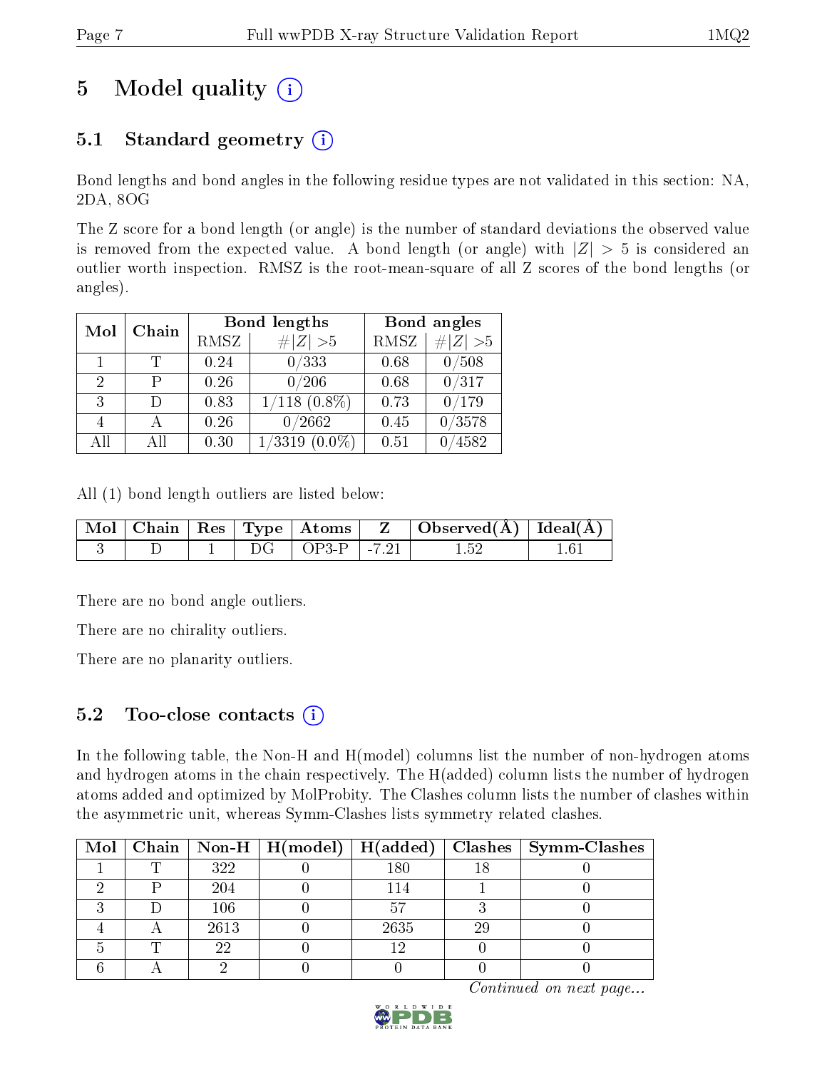# 5 Model quality (i)

## 5.1 Standard geometry (i)

Bond lengths and bond angles in the following residue types are not validated in this section: NA, 2DA, 8OG

The Z score for a bond length (or angle) is the number of standard deviations the observed value is removed from the expected value. A bond length (or angle) with $|Z| > 5$ is considered an outlier worth inspection. RMSZ is the root-mean-square of all Z scores of the bond lengths (or angles).

| Mol | Chain | Bond lengths | | Bond angles | |
|---|---|---|---|---|---|
| | | RMSZ | #\|Z\| >5 | RMSZ | #\|Z\| >5 |
| 1 | T | 0.24 | 0/333 | 0.68 | 0/508 |
| 2 | P | 0.26 | 0/206 | 0.68 | 0/317 |
| 3 | D | 0.83 | 1/118 (0.8%) | 0.73 | 0/179 |
| 4 | A | 0.26 | 0/2662 | 0.45 | 0/3578 |
| All | All | 0.30 | 1/3319 (0.0%) | 0.51 | 0/4582 |

All (1) bond length outliers are listed below:

| Mol | Chain | Res | Type | Atoms | Z | Observed(Å) | Ideal(Å) |
|---|---|---|---|---|---|---|---|
| 3 | D | 1 | DG | OP3-P | -7.21 | 1.52 | 1.61 |

There are no bond angle outliers.

There are no chirality outliers.

There are no planarity outliers.

## 5.2 Too-close contacts (i)

In the following table, the Non-H and H(model) columns list the number of non-hydrogen atoms and hydrogen atoms in the chain respectively. The H(added) column lists the number of hydrogen atoms added and optimized by MolProbity. The Clashes column lists the number of clashes within the asymmetric unit, whereas Symm-Clashes lists symmetry related clashes.

| Mol | Chain | Non-H | H(model) | H(added) | Clashes | Symm-Clashes |
|---|---|---|---|---|---|---|
| 1 | T | 322 | 0 | 180 | 18 | 0 |
| 2 | P | 204 | 0 | 114 | 1 | 0 |
| 3 | D | 106 | 0 | 57 | 3 | 0 |
| 4 | A | 2613 | 0 | 2635 | 29 | 0 |
| 5 | T | 22 | 0 | 12 | 0 | 0 |
| 6 | A | 2 | 0 | 0 | 0 | 0 |

*Continued on next page...*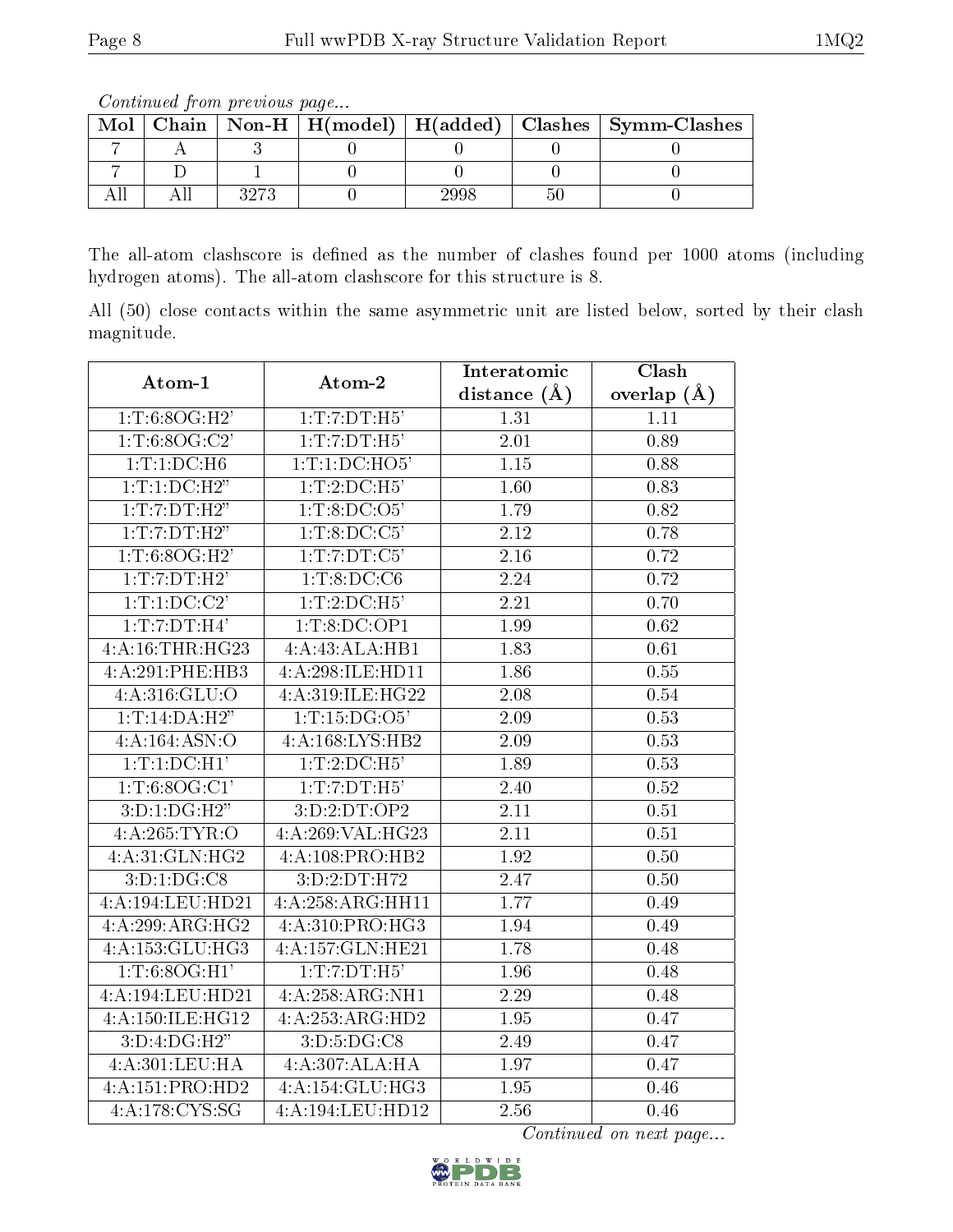*Continued from previous page...*

| Mol | Chain | Non-H | H(model) | H(added) | Clashes | Symm-Clashes |
|---|---|---|---|---|---|---|
| 7 | A | 3 | 0 | 0 | 0 | 0 |
| 7 | D | 1 | 0 | 0 | 0 | 0 |
| All | All | 3273 | 0 | 2998 | 50 | 0 |

The all-atom clashscore is defined as the number of clashes found per 1000 atoms (including hydrogen atoms). The all-atom clashscore for this structure is 8.

All (50) close contacts within the same asymmetric unit are listed below, sorted by their clash magnitude.

| Atom-1 | Atom-2 | Interatomic distance (Å) | Clash overlap (Å) |
|---|---|---|---|
| 1:T:6:8OG:H2' | 1:T:7:DT:H5' | 1.31 | 1.11 |
| 1:T:6:8OG:C2' | 1:T:7:DT:H5' | 2.01 | 0.89 |
| 1:T:1:DC:H6 | 1:T:1:DC:HO5' | 1.15 | 0.88 |
| 1:T:1:DC:H2" | 1:T:2:DC:H5' | 1.60 | 0.83 |
| 1:T:7:DT:H2" | 1:T:8:DC:O5' | 1.79 | 0.82 |
| 1:T:7:DT:H2" | 1:T:8:DC:C5' | 2.12 | 0.78 |
| 1:T:6:8OG:H2' | 1:T:7:DT:C5' | 2.16 | 0.72 |
| 1:T:7:DT:H2' | 1:T:8:DC:C6 | 2.24 | 0.72 |
| 1:T:1:DC:C2' | 1:T:2:DC:H5' | 2.21 | 0.70 |
| 1:T:7:DT:H4' | 1:T:8:DC:OP1 | 1.99 | 0.62 |
| 4:A:16:THR:HG23 | 4:A:43:ALA:HB1 | 1.83 | 0.61 |
| 4:A:291:PHE:HB3 | 4:A:298:ILE:HD11 | 1.86 | 0.55 |
| 4:A:316:GLU:O | 4:A:319:ILE:HG22 | 2.08 | 0.54 |
| 1:T:14:DA:H2" | 1:T:15:DG:O5' | 2.09 | 0.53 |
| 4:A:164:ASN:O | 4:A:168:LYS:HB2 | 2.09 | 0.53 |
| 1:T:1:DC:H1' | 1:T:2:DC:H5' | 1.89 | 0.53 |
| 1:T:6:8OG:C1' | 1:T:7:DT:H5' | 2.40 | 0.52 |
| 3:D:1:DG:H2" | 3:D:2:DT:OP2 | 2.11 | 0.51 |
| 4:A:265:TYR:O | 4:A:269:VAL:HG23 | 2.11 | 0.51 |
| 4:A:31:GLN:HG2 | 4:A:108:PRO:HB2 | 1.92 | 0.50 |
| 3:D:1:DG:C8 | 3:D:2:DT:H72 | 2.47 | 0.50 |
| 4:A:194:LEU:HD21 | 4:A:258:ARG:HH11 | 1.77 | 0.49 |
| 4:A:299:ARG:HG2 | 4:A:310:PRO:HG3 | 1.94 | 0.49 |
| 4:A:153:GLU:HG3 | 4:A:157:GLN:HE21 | 1.78 | 0.48 |
| 1:T:6:8OG:H1' | 1:T:7:DT:H5' | 1.96 | 0.48 |
| 4:A:194:LEU:HD21 | 4:A:258:ARG:NH1 | 2.29 | 0.48 |
| 4:A:150:ILE:HG12 | 4:A:253:ARG:HD2 | 1.95 | 0.47 |
| 3:D:4:DG:H2" | 3:D:5:DG:C8 | 2.49 | 0.47 |
| 4:A:301:LEU:HA | 4:A:307:ALA:HA | 1.97 | 0.47 |
| 4:A:151:PRO:HD2 | 4:A:154:GLU:HG3 | 1.95 | 0.46 |
| 4:A:178:CYS:SG | 4:A:194:LEU:HD12 | 2.56 | 0.46 |

*Continued on next page...*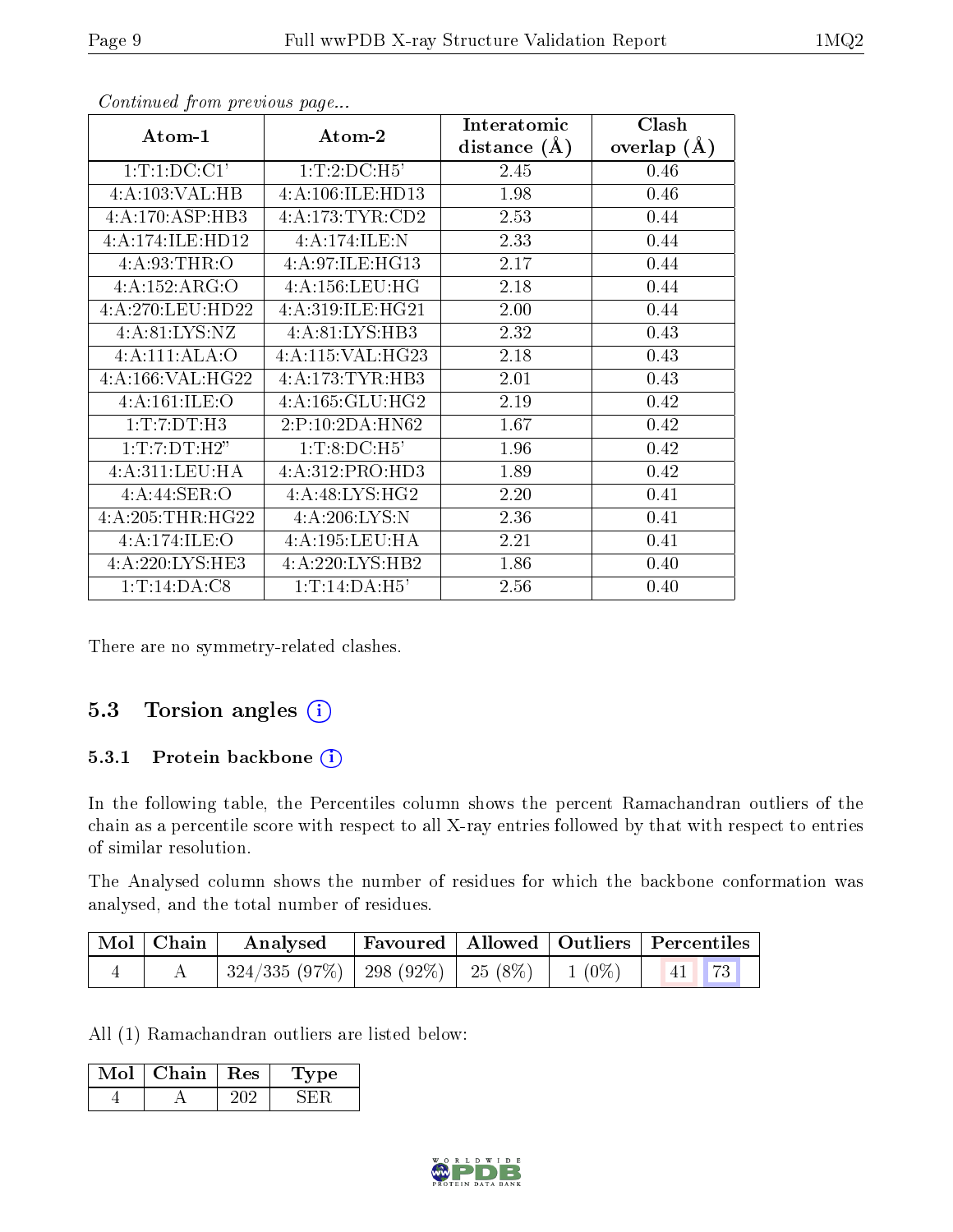*Continued from previous page...*

| Atom-1 | Atom-2 | Interatomic distance (Å) | Clash overlap (Å) |
|---|---|---|---|
| 1:T:1:DC:C1' | 1:T:2:DC:H5' | 2.45 | 0.46 |
| 4:A:103:VAL:HB | 4:A:106:ILE:HD13 | 1.98 | 0.46 |
| 4:A:170:ASP:HB3 | 4:A:173:TYR:CD2 | 2.53 | 0.44 |
| 4:A:174:ILE:HD12 | 4:A:174:ILE:N | 2.33 | 0.44 |
| 4:A:93:THR:O | 4:A:97:ILE:HG13 | 2.17 | 0.44 |
| 4:A:152:ARG:O | 4:A:156:LEU:HG | 2.18 | 0.44 |
| 4:A:270:LEU:HD22 | 4:A:319:ILE:HG21 | 2.00 | 0.44 |
| 4:A:81:LYS:NZ | 4:A:81:LYS:HB3 | 2.32 | 0.43 |
| 4:A:111:ALA:O | 4:A:115:VAL:HG23 | 2.18 | 0.43 |
| 4:A:166:VAL:HG22 | 4:A:173:TYR:HB3 | 2.01 | 0.43 |
| 4:A:161:ILE:O | 4:A:165:GLU:HG2 | 2.19 | 0.42 |
| 1:T:7:DT:H3 | 2:P:10:2DA:HN62 | 1.67 | 0.42 |
| 1:T:7:DT:H2" | 1:T:8:DC:H5' | 1.96 | 0.42 |
| 4:A:311:LEU:HA | 4:A:312:PRO:HD3 | 1.89 | 0.42 |
| 4:A:44:SER:O | 4:A:48:LYS:HG2 | 2.20 | 0.41 |
| 4:A:205:THR:HG22 | 4:A:206:LYS:N | 2.36 | 0.41 |
| 4:A:174:ILE:O | 4:A:195:LEU:HA | 2.21 | 0.41 |
| 4:A:220:LYS:HE3 | 4:A:220:LYS:HB2 | 1.86 | 0.40 |
| 1:T:14:DA:C8 | 1:T:14:DA:H5' | 2.56 | 0.40 |

There are no symmetry-related clashes.

## 5.3 Torsion angles

### 5.3.1 Protein backbone

In the following table, the Percentiles column shows the percent Ramachandran outliers of the chain as a percentile score with respect to all X-ray entries followed by that with respect to entries of similar resolution.

The Analysed column shows the number of residues for which the backbone conformation was analysed, and the total number of residues.

| Mol | Chain | Analysed | Favoured | Allowed | Outliers | Percentiles | |
|---|---|---|---|---|---|---|---|
| 4 | A | 324/335 (97%) | 298 (92%) | 25 (8%) | 1 (0%) | 41 | 73 |

All (1) Ramachandran outliers are listed below:

| Mol | Chain | Res | Type |
|---|---|---|---|
| 4 | A | 202 | SER |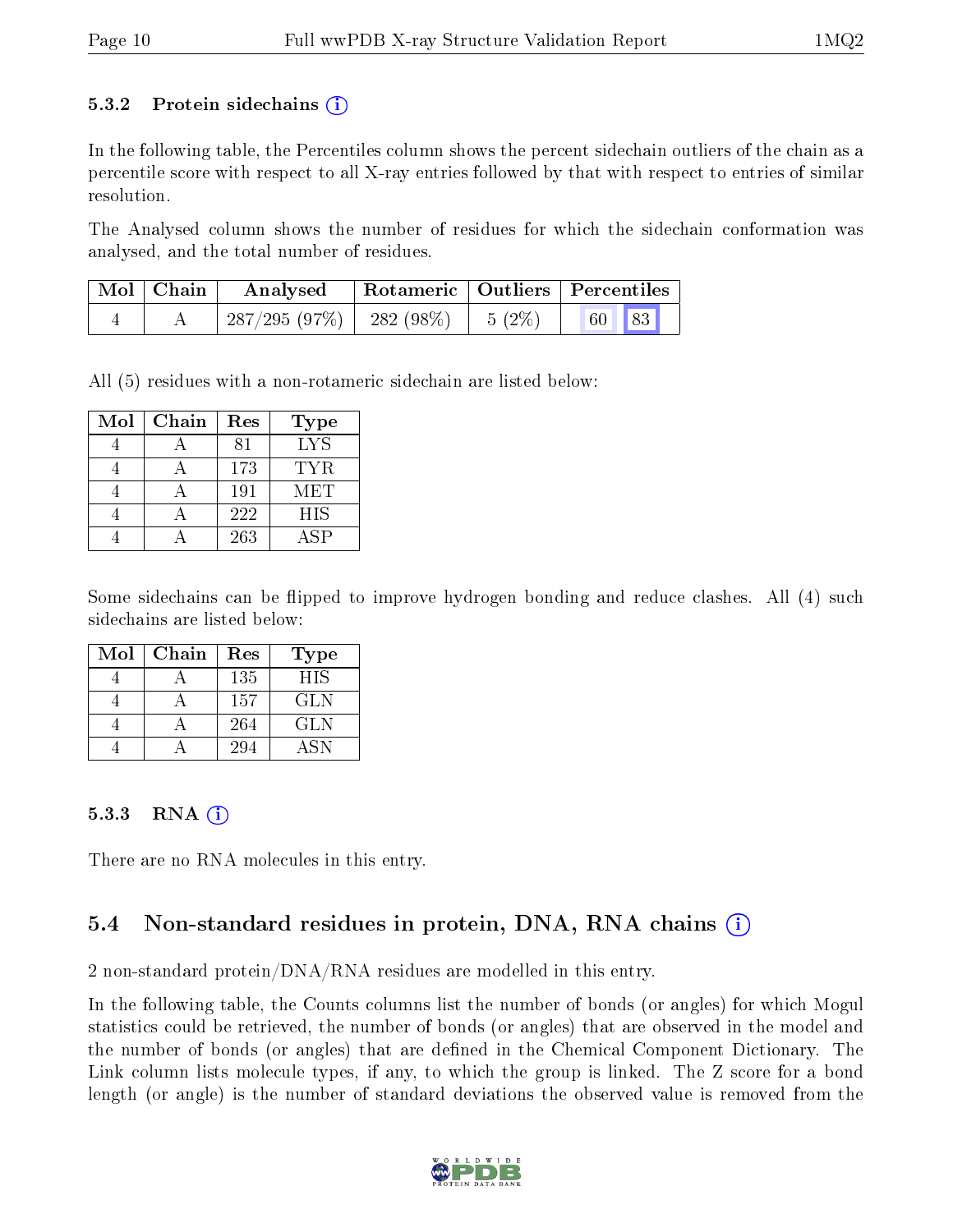### 5.3.2 Protein sidechains (i)

In the following table, the Percentiles column shows the percent sidechain outliers of the chain as a percentile score with respect to all X-ray entries followed by that with respect to entries of similar resolution.

The Analysed column shows the number of residues for which the sidechain conformation was analysed, and the total number of residues.

| Mol | Chain | Analysed | Rotameric | Outliers | Percentiles | |
|---|---|---|---|---|---|---|
| 4 | A | 287/295 (97%) | 282 (98%) | 5 (2%) | 60 | 83 |

All (5) residues with a non-rotameric sidechain are listed below:

| Mol | Chain | Res | Type |
|---|---|---|---|
| 4 | A | 81 | LYS |
| 4 | A | 173 | TYR |
| 4 | A | 191 | MET |
| 4 | A | 222 | HIS |
| 4 | A | 263 | ASP |

Some sidechains can be flipped to improve hydrogen bonding and reduce clashes. All (4) such sidechains are listed below:

| Mol | Chain | Res | Type |
|---|---|---|---|
| 4 | A | 135 | HIS |
| 4 | A | 157 | GLN |
| 4 | A | 264 | GLN |
| 4 | A | 294 | ASN |

### 5.3.3 RNA (i)

There are no RNA molecules in this entry.

## 5.4 Non-standard residues in protein, DNA, RNA chains (i)

2 non-standard protein/DNA/RNA residues are modelled in this entry.

In the following table, the Counts columns list the number of bonds (or angles) for which Mogul statistics could be retrieved, the number of bonds (or angles) that are observed in the model and the number of bonds (or angles) that are defined in the Chemical Component Dictionary. The Link column lists molecule types, if any, to which the group is linked. The Z score for a bond length (or angle) is the number of standard deviations the observed value is removed from the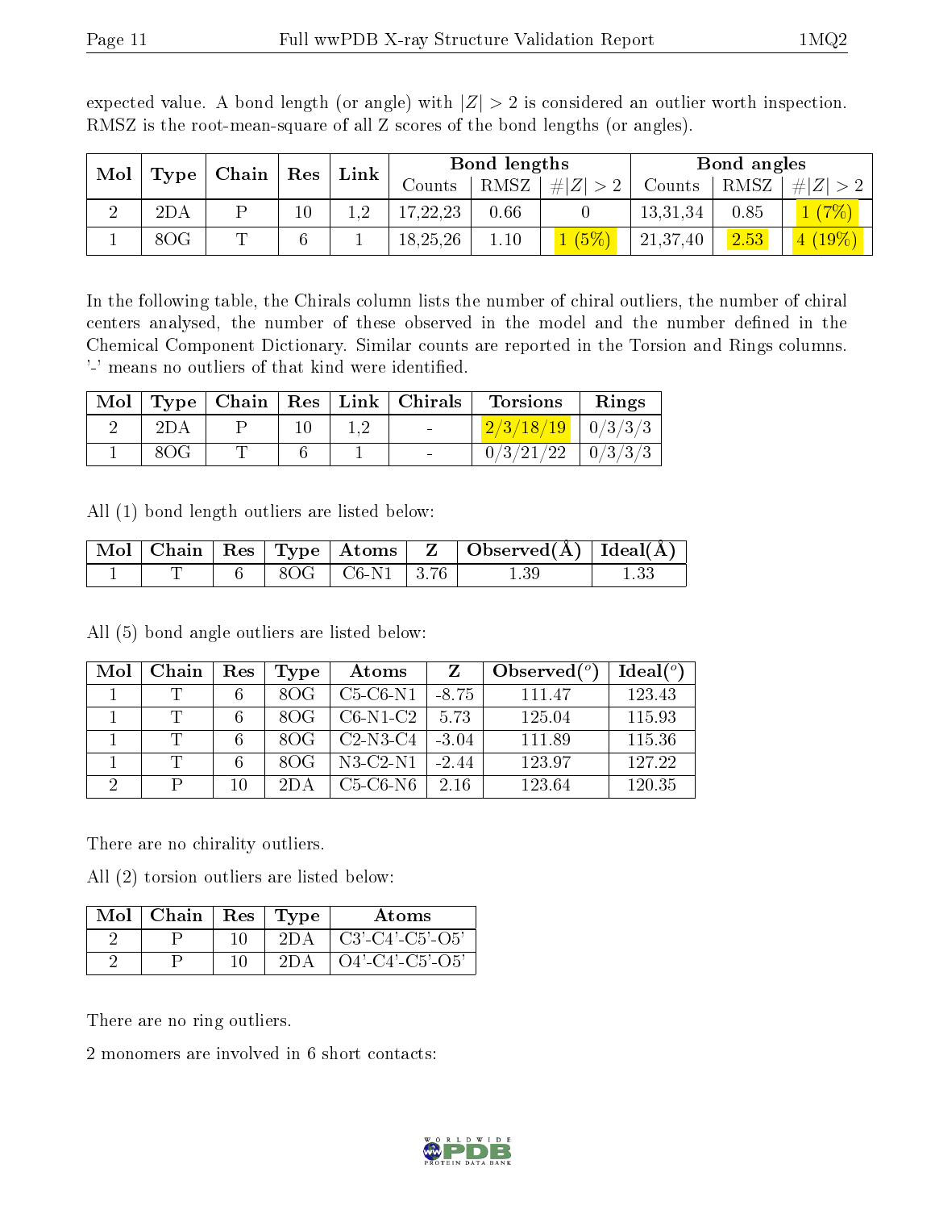expected value. A bond length (or angle) with $|Z| > 2$ is considered an outlier worth inspection. RMSZ is the root-mean-square of all Z scores of the bond lengths (or angles).

| Mol | Type | Chain | Res | Link | Bond lengths | | | Bond angles | | |
|---|---|---|---|---|---|---|---|---|---|---|
| | | | | | Counts | RMSZ | $\#\|Z\| > 2$ | Counts | RMSZ | $\#\|Z\| > 2$ |
| 2 | 2DA | P | 10 | 1,2 | 17,22,23 | 0.66 | 0 | 13,31,34 | 0.85 | 1 (7%) |
| 1 | 8OG | T | 6 | 1 | 18,25,26 | 1.10 | 1 (5%) | 21,37,40 | 2.53 | 4 (19%) |

In the following table, the Chirals column lists the number of chiral outliers, the number of chiral centers analysed, the number of these observed in the model and the number defined in the Chemical Component Dictionary. Similar counts are reported in the Torsion and Rings columns. '-' means no outliers of that kind were identified.

| Mol | Type | Chain | Res | Link | Chirals | Torsions | Rings |
|---|---|---|---|---|---|---|---|
| 2 | 2DA | P | 10 | 1,2 | - | 2/3/18/19 | 0/3/3/3 |
| 1 | 8OG | T | 6 | 1 | - | 0/3/21/22 | 0/3/3/3 |

All (1) bond length outliers are listed below:

| Mol | Chain | Res | Type | Atoms | Z | Observed(Å) | Ideal(Å) |
|---|---|---|---|---|---|---|---|
| 1 | T | 6 | 8OG | C6-N1 | 3.76 | 1.39 | 1.33 |

All (5) bond angle outliers are listed below:

| Mol | Chain | Res | Type | Atoms | Z | Observed($^o$) | Ideal($^o$) |
|---|---|---|---|---|---|---|---|
| 1 | T | 6 | 8OG | C5-C6-N1 | -8.75 | 111.47 | 123.43 |
| 1 | T | 6 | 8OG | C6-N1-C2 | 5.73 | 125.04 | 115.93 |
| 1 | T | 6 | 8OG | C2-N3-C4 | -3.04 | 111.89 | 115.36 |
| 1 | T | 6 | 8OG | N3-C2-N1 | -2.44 | 123.97 | 127.22 |
| 2 | P | 10 | 2DA | C5-C6-N6 | 2.16 | 123.64 | 120.35 |

There are no chirality outliers.

All (2) torsion outliers are listed below:

| Mol | Chain | Res | Type | Atoms |
|---|---|---|---|---|
| 2 | P | 10 | 2DA | C3'-C4'-C5'-O5' |
| 2 | P | 10 | 2DA | O4'-C4'-C5'-O5' |

There are no ring outliers.

2 monomers are involved in 6 short contacts: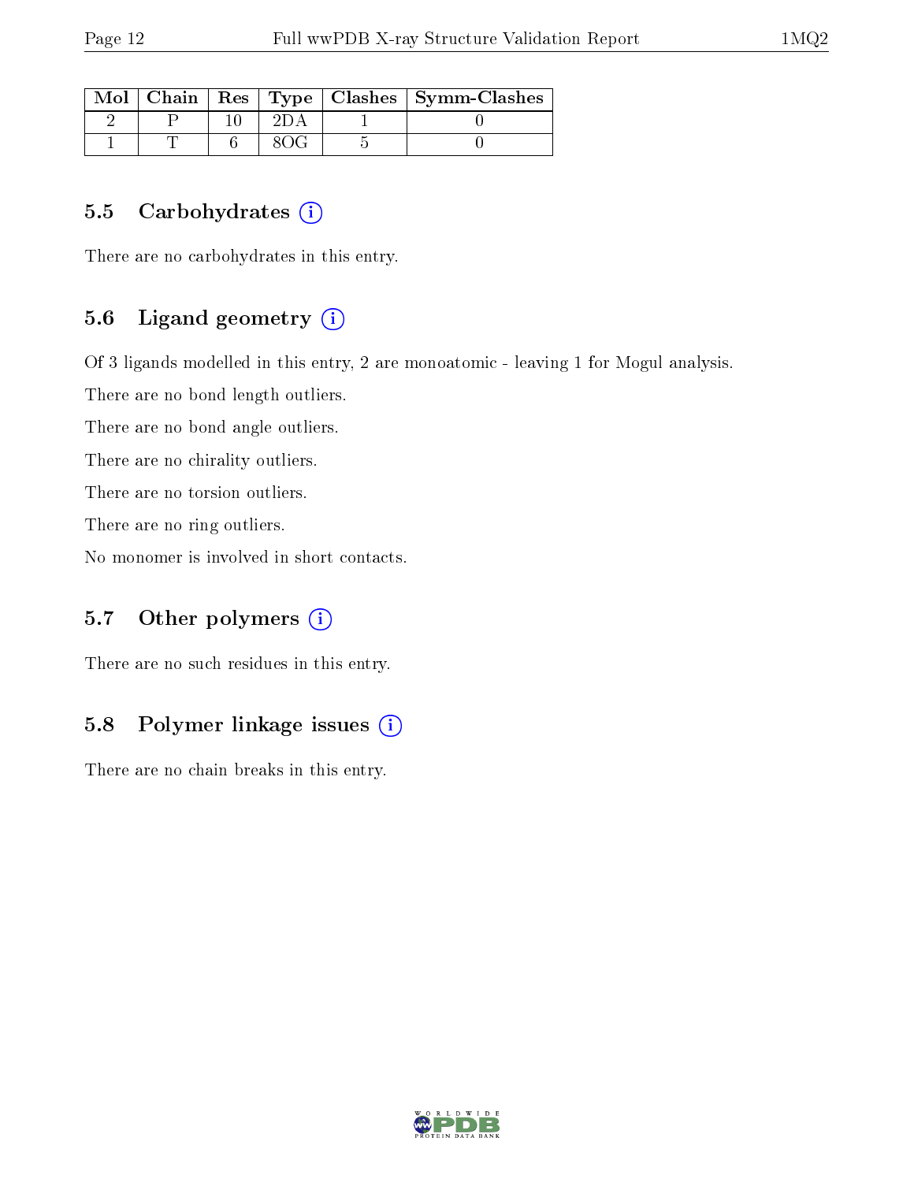| Mol | Chain | Res | Type | Clashes | Symm-Clashes |
|---|---|---|---|---|---|
| 2 | P | 10 | 2DA | 1 | 0 |
| 1 | T | 6 | 8OG | 5 | 0 |

## 5.5 Carbohydrates (i)

There are no carbohydrates in this entry.

## 5.6 Ligand geometry (i)

Of 3 ligands modelled in this entry, 2 are monoatomic - leaving 1 for Mogul analysis.

There are no bond length outliers.

There are no bond angle outliers.

There are no chirality outliers.

There are no torsion outliers.

There are no ring outliers.

No monomer is involved in short contacts.

## 5.7 Other polymers (i)

There are no such residues in this entry.

## 5.8 Polymer linkage issues (i)

There are no chain breaks in this entry.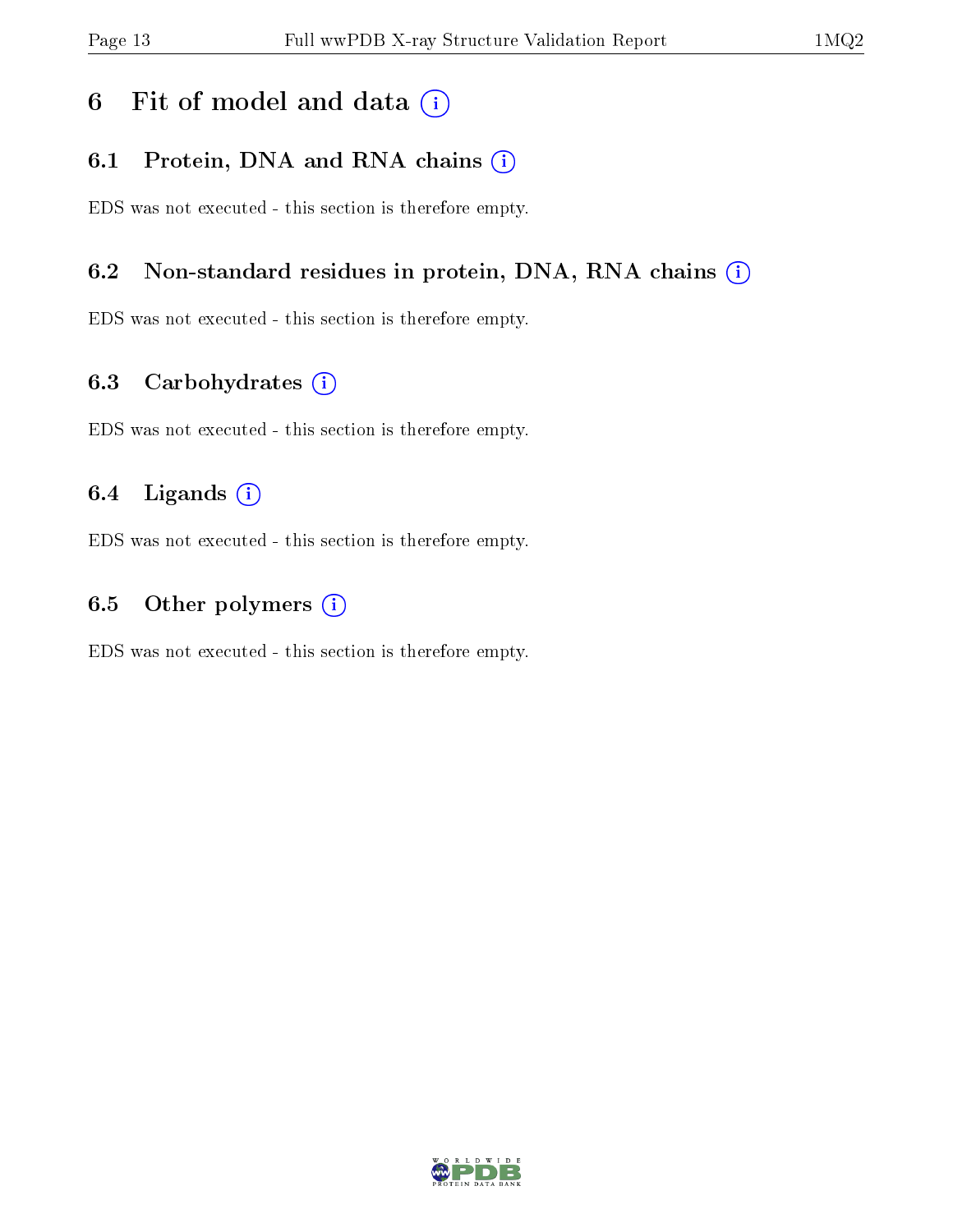# 6 Fit of model and data

## 6.1 Protein, DNA and RNA chains

EDS was not executed - this section is therefore empty.

## 6.2 Non-standard residues in protein, DNA, RNA chains

EDS was not executed - this section is therefore empty.

## 6.3 Carbohydrates

EDS was not executed - this section is therefore empty.

## 6.4 Ligands

EDS was not executed - this section is therefore empty.

## 6.5 Other polymers

EDS was not executed - this section is therefore empty.